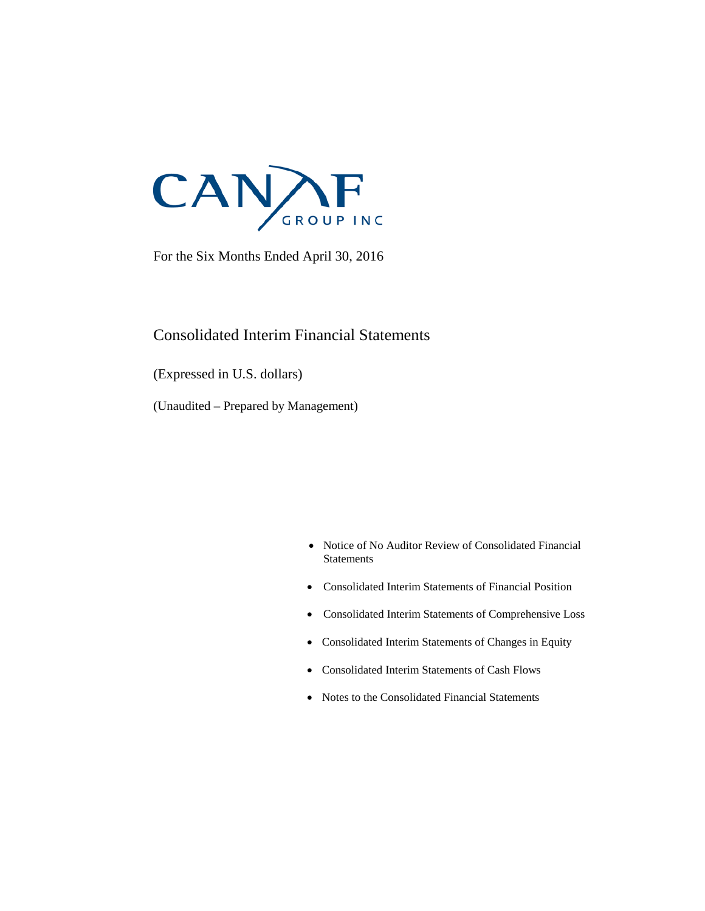# CANAF GROUP INC

For the Six Months Ended April 30, 2016

## Consolidated Interim Financial Statements

(Expressed in U.S. dollars)

(Unaudited – Prepared by Management)

- Notice of No Auditor Review of Consolidated Financial Statements
- Consolidated Interim Statements of Financial Position
- Consolidated Interim Statements of Comprehensive Loss
- Consolidated Interim Statements of Changes in Equity
- Consolidated Interim Statements of Cash Flows
- Notes to the Consolidated Financial Statements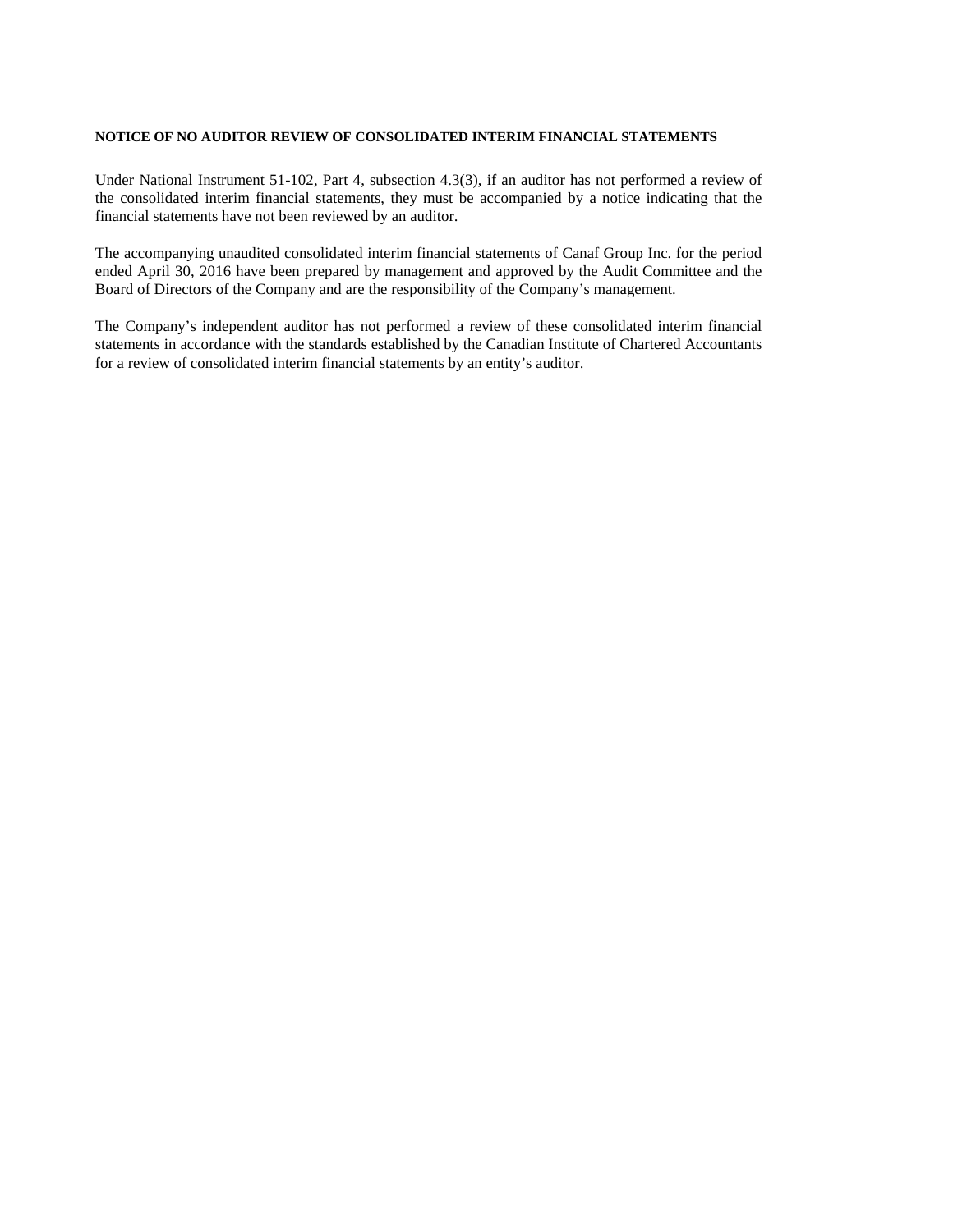**NOTICE OF NO AUDITOR REVIEW OF CONSOLIDATED INTERIM FINANCIAL STATEMENTS**

Under National Instrument 51-102, Part 4, subsection 4.3(3), if an auditor has not performed a review of the consolidated interim financial statements, they must be accompanied by a notice indicating that the financial statements have not been reviewed by an auditor.

The accompanying unaudited consolidated interim financial statements of Canaf Group Inc. for the period ended April 30, 2016 have been prepared by management and approved by the Audit Committee and the Board of Directors of the Company and are the responsibility of the Company's management.

The Company's independent auditor has not performed a review of these consolidated interim financial statements in accordance with the standards established by the Canadian Institute of Chartered Accountants for a review of consolidated interim financial statements by an entity's auditor.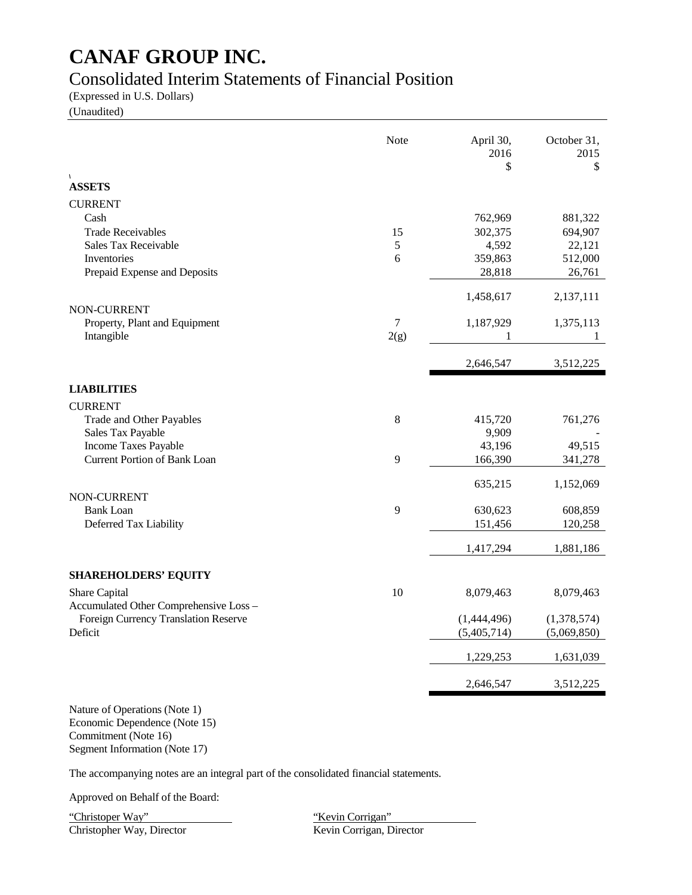# CANAF GROUP INC.

## Consolidated Interim Statements of Financial Position

(Expressed in U.S. Dollars)

(Unaudited)

| | Note | April 30, 2016 $ | October 31, 2015 $ |
|---|---|---|---|
| **ASSETS** | | | |
| CURRENT | | | |
| Cash | | 762,969 | 881,322 |
| Trade Receivables | 15 | 302,375 | 694,907 |
| Sales Tax Receivable | 5 | 4,592 | 22,121 |
| Inventories | 6 | 359,863 | 512,000 |
| Prepaid Expense and Deposits | | 28,818 | 26,761 |
| | | 1,458,617 | 2,137,111 |
| NON-CURRENT | | | |
| Property, Plant and Equipment | 7 | 1,187,929 | 1,375,113 |
| Intangible | 2(g) | 1 | 1 |
| | | 2,646,547 | 3,512,225 |
| **LIABILITIES** | | | |
| CURRENT | | | |
| Trade and Other Payables | 8 | 415,720 | 761,276 |
| Sales Tax Payable | | 9,909 | - |
| Income Taxes Payable | | 43,196 | 49,515 |
| Current Portion of Bank Loan | 9 | 166,390 | 341,278 |
| | | 635,215 | 1,152,069 |
| NON-CURRENT | | | |
| Bank Loan | 9 | 630,623 | 608,859 |
| Deferred Tax Liability | | 151,456 | 120,258 |
| | | 1,417,294 | 1,881,186 |
| **SHAREHOLDERS' EQUITY** | | | |
| Share Capital | 10 | 8,079,463 | 8,079,463 |
| Accumulated Other Comprehensive Loss – Foreign Currency Translation Reserve | | (1,444,496) | (1,378,574) |
| Deficit | | (5,405,714) | (5,069,850) |
| | | 1,229,253 | 1,631,039 |
| | | 2,646,547 | 3,512,225 |

Nature of Operations (Note 1)
Economic Dependence (Note 15)
Commitment (Note 16)
Segment Information (Note 17)

The accompanying notes are an integral part of the consolidated financial statements.

Approved on Behalf of the Board:

"Christoper Way"
Christopher Way, Director

"Kevin Corrigan"
Kevin Corrigan, Director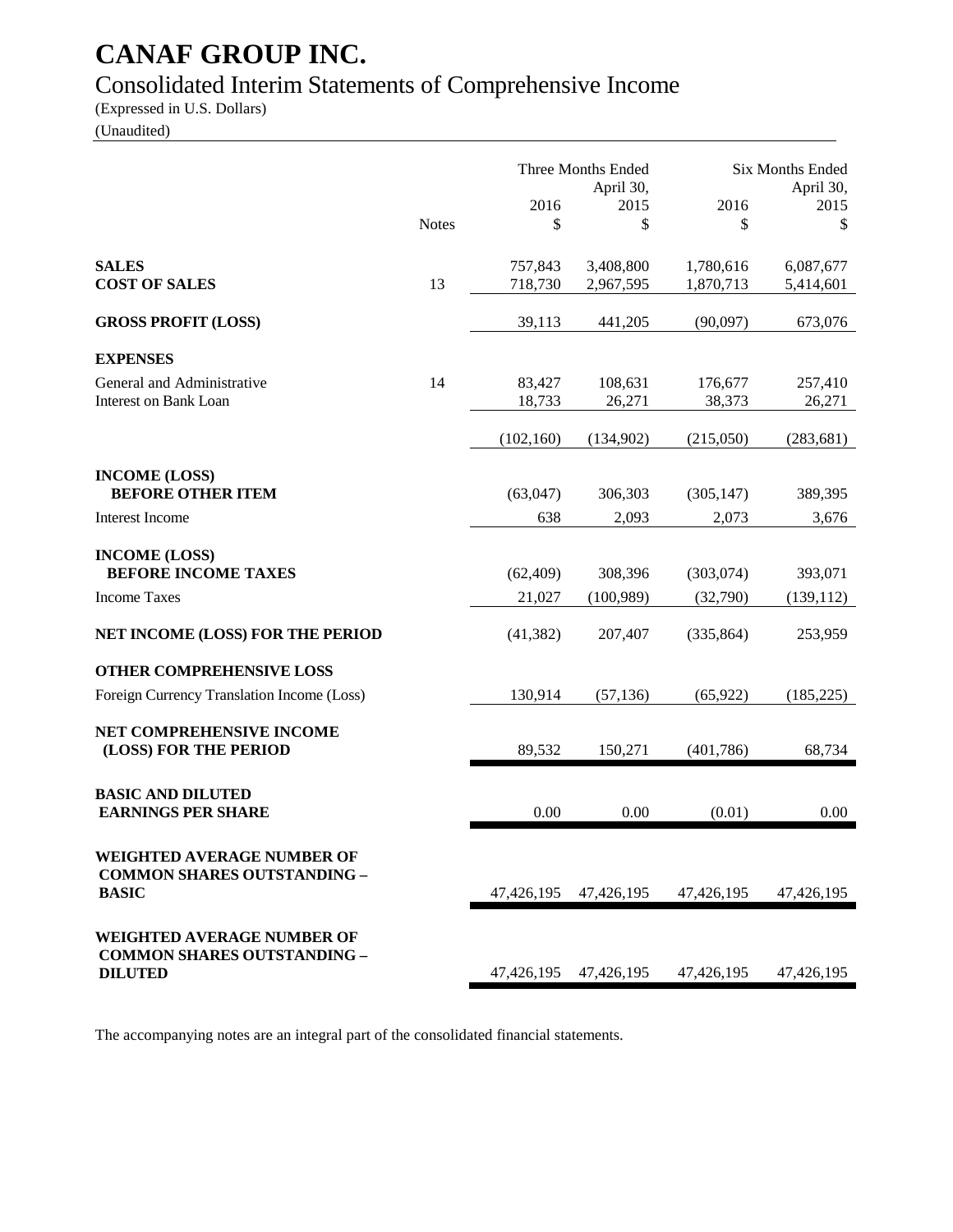# CANAF GROUP INC.

## Consolidated Interim Statements of Comprehensive Income

(Expressed in U.S. Dollars)

(Unaudited)

| | Notes | Three Months Ended April 30, 2016 | Three Months Ended April 30, 2015 | Six Months Ended April 30, 2016 | Six Months Ended April 30, 2015 |
|---|---|---|---|---|---|
| | | $ | $ | $ | $ |
| **SALES** | | 757,843 | 3,408,800 | 1,780,616 | 6,087,677 |
| **COST OF SALES** | 13 | 718,730 | 2,967,595 | 1,870,713 | 5,414,601 |
| **GROSS PROFIT (LOSS)** | | 39,113 | 441,205 | (90,097) | 673,076 |
| **EXPENSES** | | | | | |
| General and Administrative | 14 | 83,427 | 108,631 | 176,677 | 257,410 |
| Interest on Bank Loan | | 18,733 | 26,271 | 38,373 | 26,271 |
| | | (102,160) | (134,902) | (215,050) | (283,681) |
| **INCOME (LOSS) BEFORE OTHER ITEM** | | (63,047) | 306,303 | (305,147) | 389,395 |
| Interest Income | | 638 | 2,093 | 2,073 | 3,676 |
| **INCOME (LOSS) BEFORE INCOME TAXES** | | (62,409) | 308,396 | (303,074) | 393,071 |
| Income Taxes | | 21,027 | (100,989) | (32,790) | (139,112) |
| **NET INCOME (LOSS) FOR THE PERIOD** | | (41,382) | 207,407 | (335,864) | 253,959 |
| **OTHER COMPREHENSIVE LOSS** | | | | | |
| Foreign Currency Translation Income (Loss) | | 130,914 | (57,136) | (65,922) | (185,225) |
| **NET COMPREHENSIVE INCOME (LOSS) FOR THE PERIOD** | | 89,532 | 150,271 | (401,786) | 68,734 |
| **BASIC AND DILUTED EARNINGS PER SHARE** | | 0.00 | 0.00 | (0.01) | 0.00 |
| **WEIGHTED AVERAGE NUMBER OF COMMON SHARES OUTSTANDING – BASIC** | | 47,426,195 | 47,426,195 | 47,426,195 | 47,426,195 |
| **WEIGHTED AVERAGE NUMBER OF COMMON SHARES OUTSTANDING – DILUTED** | | 47,426,195 | 47,426,195 | 47,426,195 | 47,426,195 |

The accompanying notes are an integral part of the consolidated financial statements.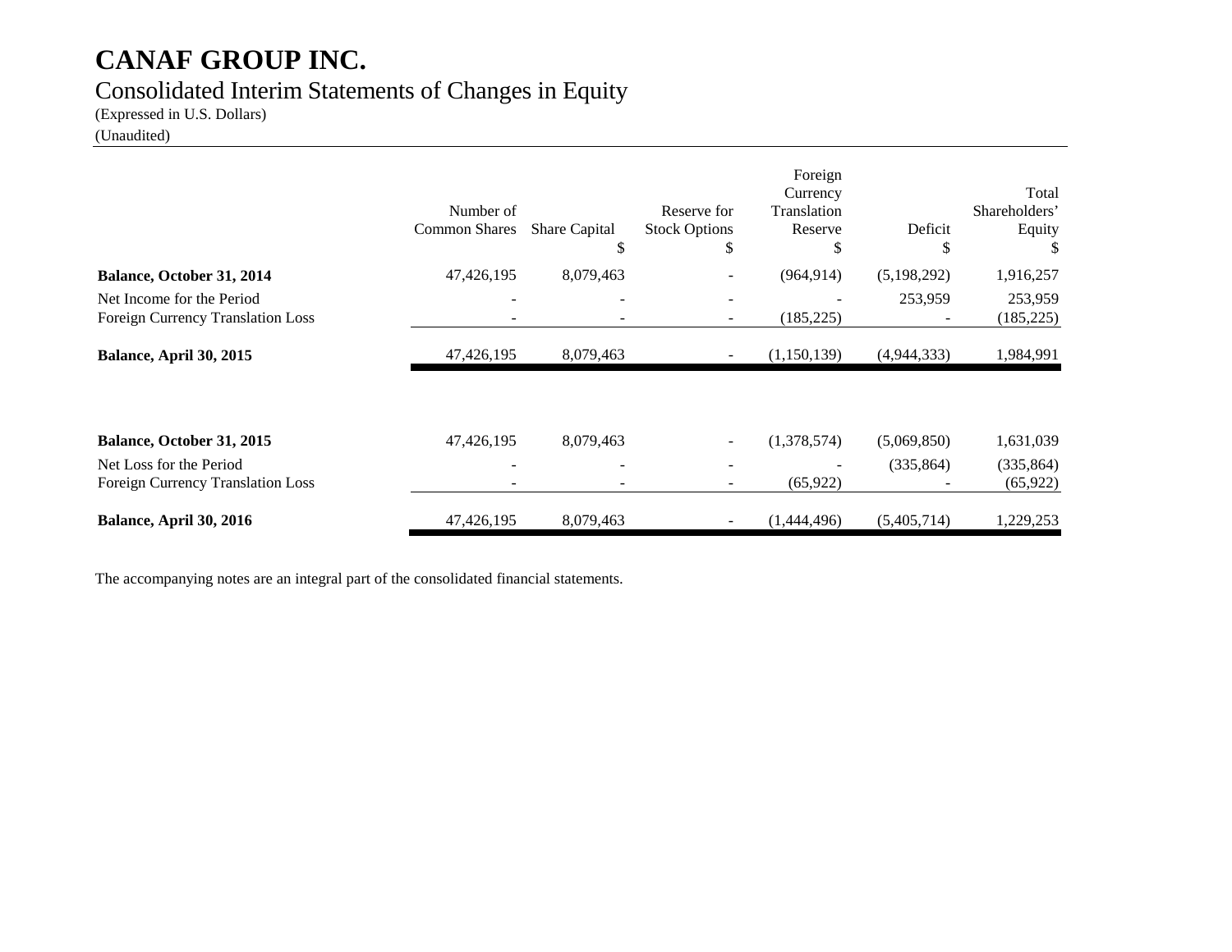# CANAF GROUP INC.

## Consolidated Interim Statements of Changes in Equity

(Expressed in U.S. Dollars)

(Unaudited)

| | Number of Common Shares | Share Capital $ | Reserve for Stock Options $ | Foreign Currency Translation Reserve $ | Deficit $ | Total Shareholders' Equity $ |
|---|---|---|---|---|---|---|
| **Balance, October 31, 2014** | 47,426,195 | 8,079,463 | - | (964,914) | (5,198,292) | 1,916,257 |
| Net Income for the Period | - | - | - | - | 253,959 | 253,959 |
| Foreign Currency Translation Loss | - | - | - | (185,225) | - | (185,225) |
| **Balance, April 30, 2015** | 47,426,195 | 8,079,463 | - | (1,150,139) | (4,944,333) | 1,984,991 |
| | | | | | | |
| **Balance, October 31, 2015** | 47,426,195 | 8,079,463 | - | (1,378,574) | (5,069,850) | 1,631,039 |
| Net Loss for the Period | - | - | - | - | (335,864) | (335,864) |
| Foreign Currency Translation Loss | - | - | - | (65,922) | - | (65,922) |
| **Balance, April 30, 2016** | 47,426,195 | 8,079,463 | - | (1,444,496) | (5,405,714) | 1,229,253 |

The accompanying notes are an integral part of the consolidated financial statements.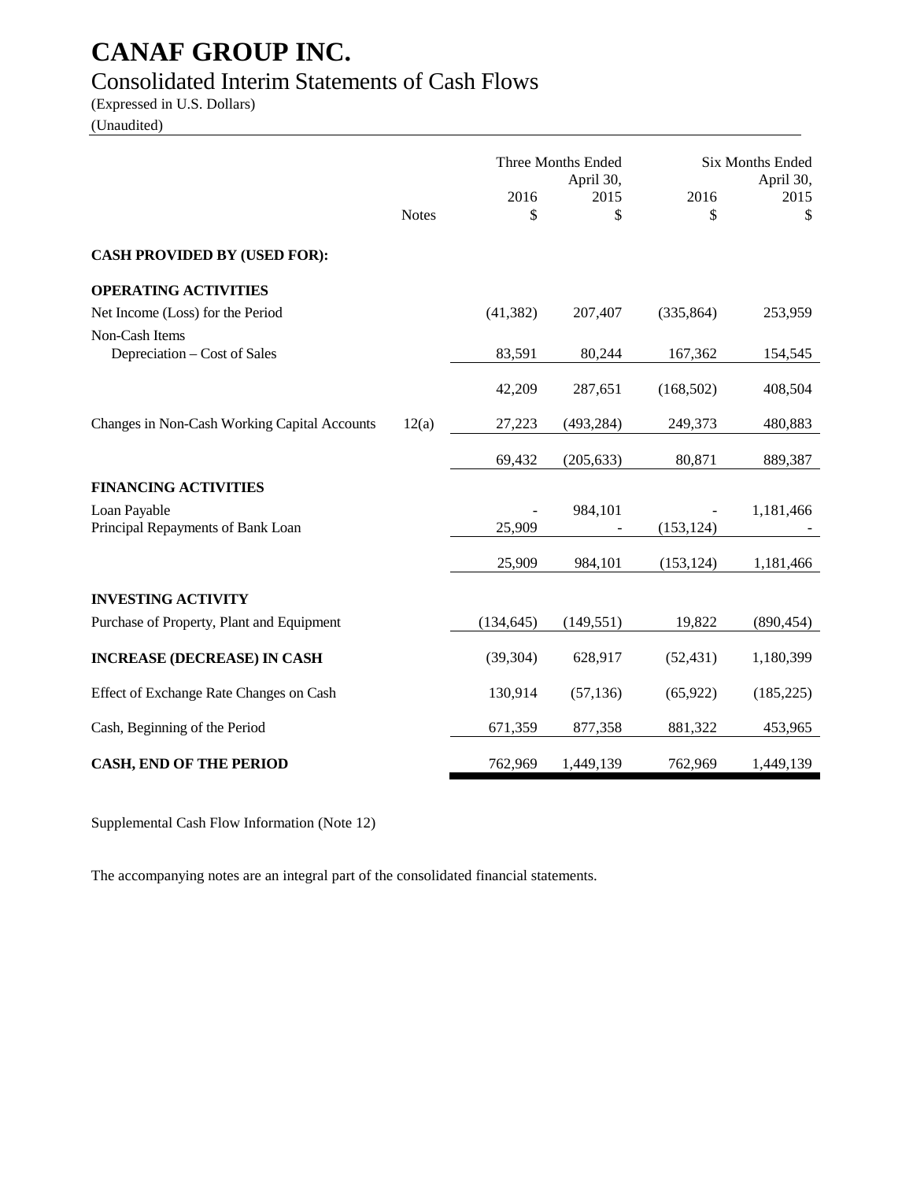# CANAF GROUP INC.

## Consolidated Interim Statements of Cash Flows

(Expressed in U.S. Dollars)
(Unaudited)

| | Notes | Three Months Ended April 30, 2016 | Three Months Ended April 30, 2015 | Six Months Ended April 30, 2016 | Six Months Ended April 30, 2015 |
|---|---|---|---|---|---|
| | | $ | $ | $ | $ |
| **CASH PROVIDED BY (USED FOR):** | | | | | |
| **OPERATING ACTIVITIES** | | | | | |
| Net Income (Loss) for the Period | | (41,382) | 207,407 | (335,864) | 253,959 |
| Non-Cash Items | | | | | |
| Depreciation – Cost of Sales | | 83,591 | 80,244 | 167,362 | 154,545 |
| | | 42,209 | 287,651 | (168,502) | 408,504 |
| Changes in Non-Cash Working Capital Accounts | 12(a) | 27,223 | (493,284) | 249,373 | 480,883 |
| | | 69,432 | (205,633) | 80,871 | 889,387 |
| **FINANCING ACTIVITIES** | | | | | |
| Loan Payable | | - | 984,101 | - | 1,181,466 |
| Principal Repayments of Bank Loan | | 25,909 | - | (153,124) | - |
| | | 25,909 | 984,101 | (153,124) | 1,181,466 |
| **INVESTING ACTIVITY** | | | | | |
| Purchase of Property, Plant and Equipment | | (134,645) | (149,551) | 19,822 | (890,454) |
| **INCREASE (DECREASE) IN CASH** | | (39,304) | 628,917 | (52,431) | 1,180,399 |
| Effect of Exchange Rate Changes on Cash | | 130,914 | (57,136) | (65,922) | (185,225) |
| Cash, Beginning of the Period | | 671,359 | 877,358 | 881,322 | 453,965 |
| **CASH, END OF THE PERIOD** | | 762,969 | 1,449,139 | 762,969 | 1,449,139 |

Supplemental Cash Flow Information (Note 12)

The accompanying notes are an integral part of the consolidated financial statements.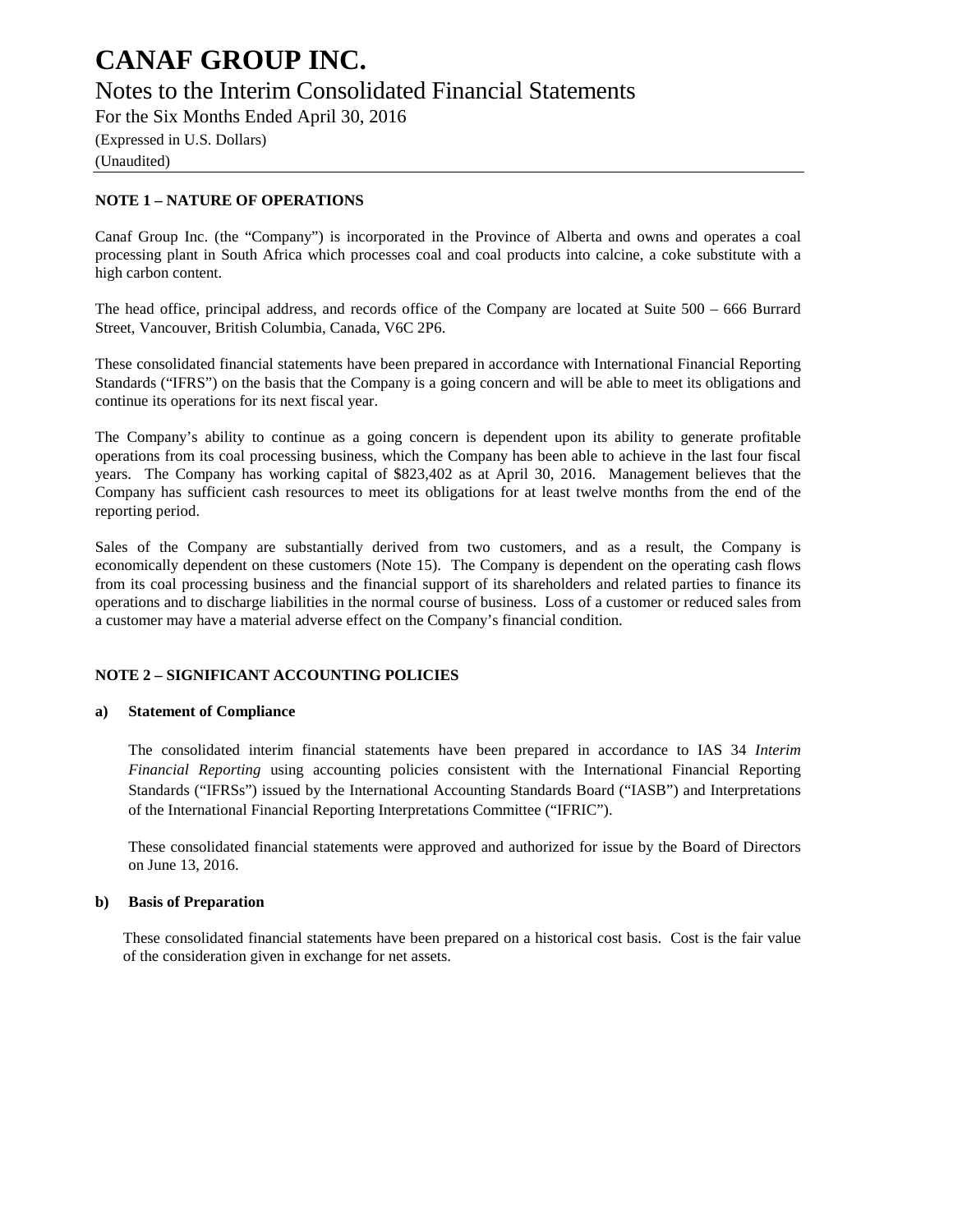# CANAF GROUP INC.

## Notes to the Interim Consolidated Financial Statements

For the Six Months Ended April 30, 2016

(Expressed in U.S. Dollars)

(Unaudited)

**NOTE 1 – NATURE OF OPERATIONS**

Canaf Group Inc. (the "Company") is incorporated in the Province of Alberta and owns and operates a coal processing plant in South Africa which processes coal and coal products into calcine, a coke substitute with a high carbon content.

The head office, principal address, and records office of the Company are located at Suite 500 – 666 Burrard Street, Vancouver, British Columbia, Canada, V6C 2P6.

These consolidated financial statements have been prepared in accordance with International Financial Reporting Standards ("IFRS") on the basis that the Company is a going concern and will be able to meet its obligations and continue its operations for its next fiscal year.

The Company's ability to continue as a going concern is dependent upon its ability to generate profitable operations from its coal processing business, which the Company has been able to achieve in the last four fiscal years. The Company has working capital of $823,402 as at April 30, 2016. Management believes that the Company has sufficient cash resources to meet its obligations for at least twelve months from the end of the reporting period.

Sales of the Company are substantially derived from two customers, and as a result, the Company is economically dependent on these customers (Note 15). The Company is dependent on the operating cash flows from its coal processing business and the financial support of its shareholders and related parties to finance its operations and to discharge liabilities in the normal course of business. Loss of a customer or reduced sales from a customer may have a material adverse effect on the Company's financial condition.

**NOTE 2 – SIGNIFICANT ACCOUNTING POLICIES**

**a) Statement of Compliance**

The consolidated interim financial statements have been prepared in accordance to IAS 34 *Interim Financial Reporting* using accounting policies consistent with the International Financial Reporting Standards ("IFRSs") issued by the International Accounting Standards Board ("IASB") and Interpretations of the International Financial Reporting Interpretations Committee ("IFRIC").

These consolidated financial statements were approved and authorized for issue by the Board of Directors on June 13, 2016.

**b) Basis of Preparation**

These consolidated financial statements have been prepared on a historical cost basis. Cost is the fair value of the consideration given in exchange for net assets.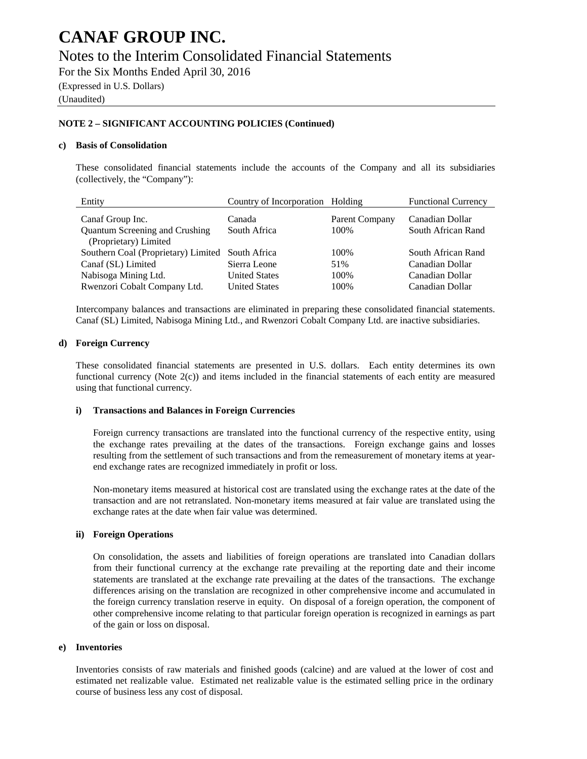# CANAF GROUP INC.

## Notes to the Interim Consolidated Financial Statements

For the Six Months Ended April 30, 2016

(Expressed in U.S. Dollars)

(Unaudited)

**NOTE 2 – SIGNIFICANT ACCOUNTING POLICIES (Continued)**

**c) Basis of Consolidation**

These consolidated financial statements include the accounts of the Company and all its subsidiaries (collectively, the "Company"):

| Entity | Country of Incorporation | Holding | Functional Currency |
|---|---|---|---|
| Canaf Group Inc. | Canada | Parent Company | Canadian Dollar |
| Quantum Screening and Crushing (Proprietary) Limited | South Africa | 100% | South African Rand |
| Southern Coal (Proprietary) Limited | South Africa | 100% | South African Rand |
| Canaf (SL) Limited | Sierra Leone | 51% | Canadian Dollar |
| Nabisoga Mining Ltd. | United States | 100% | Canadian Dollar |
| Rwenzori Cobalt Company Ltd. | United States | 100% | Canadian Dollar |

Intercompany balances and transactions are eliminated in preparing these consolidated financial statements. Canaf (SL) Limited, Nabisoga Mining Ltd., and Rwenzori Cobalt Company Ltd. are inactive subsidiaries.

**d) Foreign Currency**

These consolidated financial statements are presented in U.S. dollars. Each entity determines its own functional currency (Note 2(c)) and items included in the financial statements of each entity are measured using that functional currency.

**i) Transactions and Balances in Foreign Currencies**

Foreign currency transactions are translated into the functional currency of the respective entity, using the exchange rates prevailing at the dates of the transactions. Foreign exchange gains and losses resulting from the settlement of such transactions and from the remeasurement of monetary items at year-end exchange rates are recognized immediately in profit or loss.

Non-monetary items measured at historical cost are translated using the exchange rates at the date of the transaction and are not retranslated. Non-monetary items measured at fair value are translated using the exchange rates at the date when fair value was determined.

**ii) Foreign Operations**

On consolidation, the assets and liabilities of foreign operations are translated into Canadian dollars from their functional currency at the exchange rate prevailing at the reporting date and their income statements are translated at the exchange rate prevailing at the dates of the transactions. The exchange differences arising on the translation are recognized in other comprehensive income and accumulated in the foreign currency translation reserve in equity. On disposal of a foreign operation, the component of other comprehensive income relating to that particular foreign operation is recognized in earnings as part of the gain or loss on disposal.

**e) Inventories**

Inventories consists of raw materials and finished goods (calcine) and are valued at the lower of cost and estimated net realizable value. Estimated net realizable value is the estimated selling price in the ordinary course of business less any cost of disposal.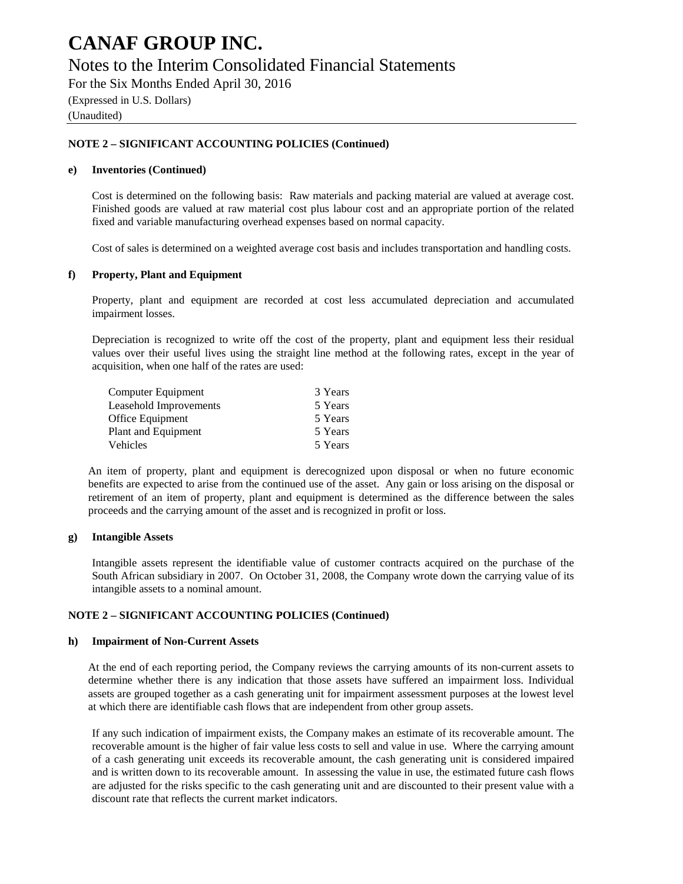# CANAF GROUP INC.

## Notes to the Interim Consolidated Financial Statements

For the Six Months Ended April 30, 2016

(Expressed in U.S. Dollars)

(Unaudited)

**NOTE 2 – SIGNIFICANT ACCOUNTING POLICIES (Continued)**

**e) Inventories (Continued)**

Cost is determined on the following basis: Raw materials and packing material are valued at average cost. Finished goods are valued at raw material cost plus labour cost and an appropriate portion of the related fixed and variable manufacturing overhead expenses based on normal capacity.

Cost of sales is determined on a weighted average cost basis and includes transportation and handling costs.

**f) Property, Plant and Equipment**

Property, plant and equipment are recorded at cost less accumulated depreciation and accumulated impairment losses.

Depreciation is recognized to write off the cost of the property, plant and equipment less their residual values over their useful lives using the straight line method at the following rates, except in the year of acquisition, when one half of the rates are used:

| | |
|---|---|
| Computer Equipment | 3 Years |
| Leasehold Improvements | 5 Years |
| Office Equipment | 5 Years |
| Plant and Equipment | 5 Years |
| Vehicles | 5 Years |

An item of property, plant and equipment is derecognized upon disposal or when no future economic benefits are expected to arise from the continued use of the asset. Any gain or loss arising on the disposal or retirement of an item of property, plant and equipment is determined as the difference between the sales proceeds and the carrying amount of the asset and is recognized in profit or loss.

**g) Intangible Assets**

Intangible assets represent the identifiable value of customer contracts acquired on the purchase of the South African subsidiary in 2007. On October 31, 2008, the Company wrote down the carrying value of its intangible assets to a nominal amount.

**NOTE 2 – SIGNIFICANT ACCOUNTING POLICIES (Continued)**

**h) Impairment of Non-Current Assets**

At the end of each reporting period, the Company reviews the carrying amounts of its non-current assets to determine whether there is any indication that those assets have suffered an impairment loss. Individual assets are grouped together as a cash generating unit for impairment assessment purposes at the lowest level at which there are identifiable cash flows that are independent from other group assets.

If any such indication of impairment exists, the Company makes an estimate of its recoverable amount. The recoverable amount is the higher of fair value less costs to sell and value in use. Where the carrying amount of a cash generating unit exceeds its recoverable amount, the cash generating unit is considered impaired and is written down to its recoverable amount. In assessing the value in use, the estimated future cash flows are adjusted for the risks specific to the cash generating unit and are discounted to their present value with a discount rate that reflects the current market indicators.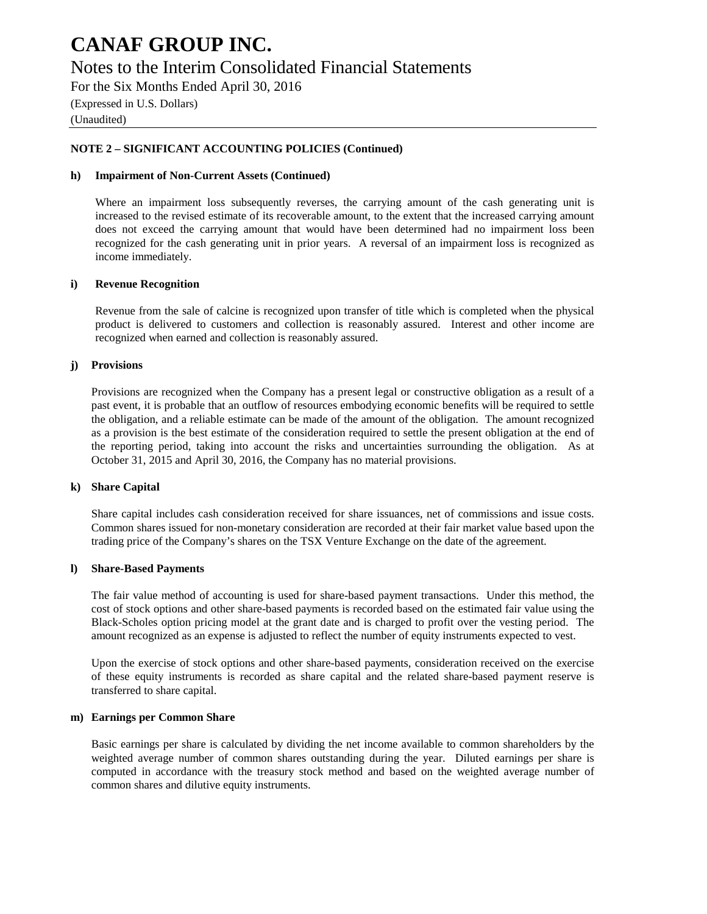**NOTE 2 – SIGNIFICANT ACCOUNTING POLICIES (Continued)**

**h) Impairment of Non-Current Assets (Continued)**

Where an impairment loss subsequently reverses, the carrying amount of the cash generating unit is increased to the revised estimate of its recoverable amount, to the extent that the increased carrying amount does not exceed the carrying amount that would have been determined had no impairment loss been recognized for the cash generating unit in prior years. A reversal of an impairment loss is recognized as income immediately.

**i) Revenue Recognition**

Revenue from the sale of calcine is recognized upon transfer of title which is completed when the physical product is delivered to customers and collection is reasonably assured. Interest and other income are recognized when earned and collection is reasonably assured.

**j) Provisions**

Provisions are recognized when the Company has a present legal or constructive obligation as a result of a past event, it is probable that an outflow of resources embodying economic benefits will be required to settle the obligation, and a reliable estimate can be made of the amount of the obligation. The amount recognized as a provision is the best estimate of the consideration required to settle the present obligation at the end of the reporting period, taking into account the risks and uncertainties surrounding the obligation. As at October 31, 2015 and April 30, 2016, the Company has no material provisions.

**k) Share Capital**

Share capital includes cash consideration received for share issuances, net of commissions and issue costs. Common shares issued for non-monetary consideration are recorded at their fair market value based upon the trading price of the Company's shares on the TSX Venture Exchange on the date of the agreement.

**l) Share-Based Payments**

The fair value method of accounting is used for share-based payment transactions. Under this method, the cost of stock options and other share-based payments is recorded based on the estimated fair value using the Black-Scholes option pricing model at the grant date and is charged to profit over the vesting period. The amount recognized as an expense is adjusted to reflect the number of equity instruments expected to vest.

Upon the exercise of stock options and other share-based payments, consideration received on the exercise of these equity instruments is recorded as share capital and the related share-based payment reserve is transferred to share capital.

**m) Earnings per Common Share**

Basic earnings per share is calculated by dividing the net income available to common shareholders by the weighted average number of common shares outstanding during the year. Diluted earnings per share is computed in accordance with the treasury stock method and based on the weighted average number of common shares and dilutive equity instruments.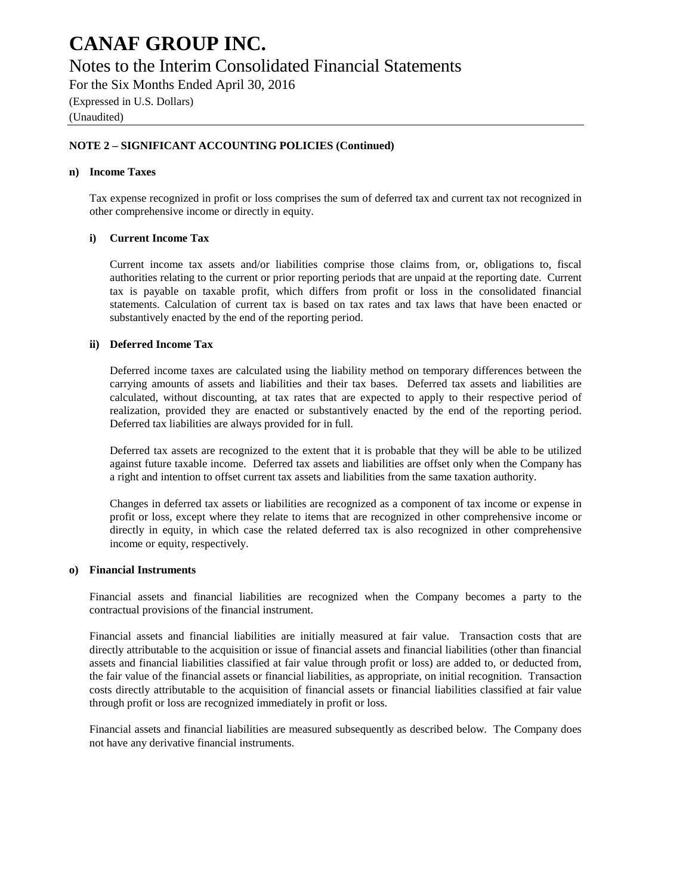**NOTE 2 – SIGNIFICANT ACCOUNTING POLICIES (Continued)**

**n) Income Taxes**

Tax expense recognized in profit or loss comprises the sum of deferred tax and current tax not recognized in other comprehensive income or directly in equity.

**i) Current Income Tax**

Current income tax assets and/or liabilities comprise those claims from, or, obligations to, fiscal authorities relating to the current or prior reporting periods that are unpaid at the reporting date. Current tax is payable on taxable profit, which differs from profit or loss in the consolidated financial statements. Calculation of current tax is based on tax rates and tax laws that have been enacted or substantively enacted by the end of the reporting period.

**ii) Deferred Income Tax**

Deferred income taxes are calculated using the liability method on temporary differences between the carrying amounts of assets and liabilities and their tax bases. Deferred tax assets and liabilities are calculated, without discounting, at tax rates that are expected to apply to their respective period of realization, provided they are enacted or substantively enacted by the end of the reporting period. Deferred tax liabilities are always provided for in full.

Deferred tax assets are recognized to the extent that it is probable that they will be able to be utilized against future taxable income. Deferred tax assets and liabilities are offset only when the Company has a right and intention to offset current tax assets and liabilities from the same taxation authority.

Changes in deferred tax assets or liabilities are recognized as a component of tax income or expense in profit or loss, except where they relate to items that are recognized in other comprehensive income or directly in equity, in which case the related deferred tax is also recognized in other comprehensive income or equity, respectively.

**o) Financial Instruments**

Financial assets and financial liabilities are recognized when the Company becomes a party to the contractual provisions of the financial instrument.

Financial assets and financial liabilities are initially measured at fair value. Transaction costs that are directly attributable to the acquisition or issue of financial assets and financial liabilities (other than financial assets and financial liabilities classified at fair value through profit or loss) are added to, or deducted from, the fair value of the financial assets or financial liabilities, as appropriate, on initial recognition. Transaction costs directly attributable to the acquisition of financial assets or financial liabilities classified at fair value through profit or loss are recognized immediately in profit or loss.

Financial assets and financial liabilities are measured subsequently as described below. The Company does not have any derivative financial instruments.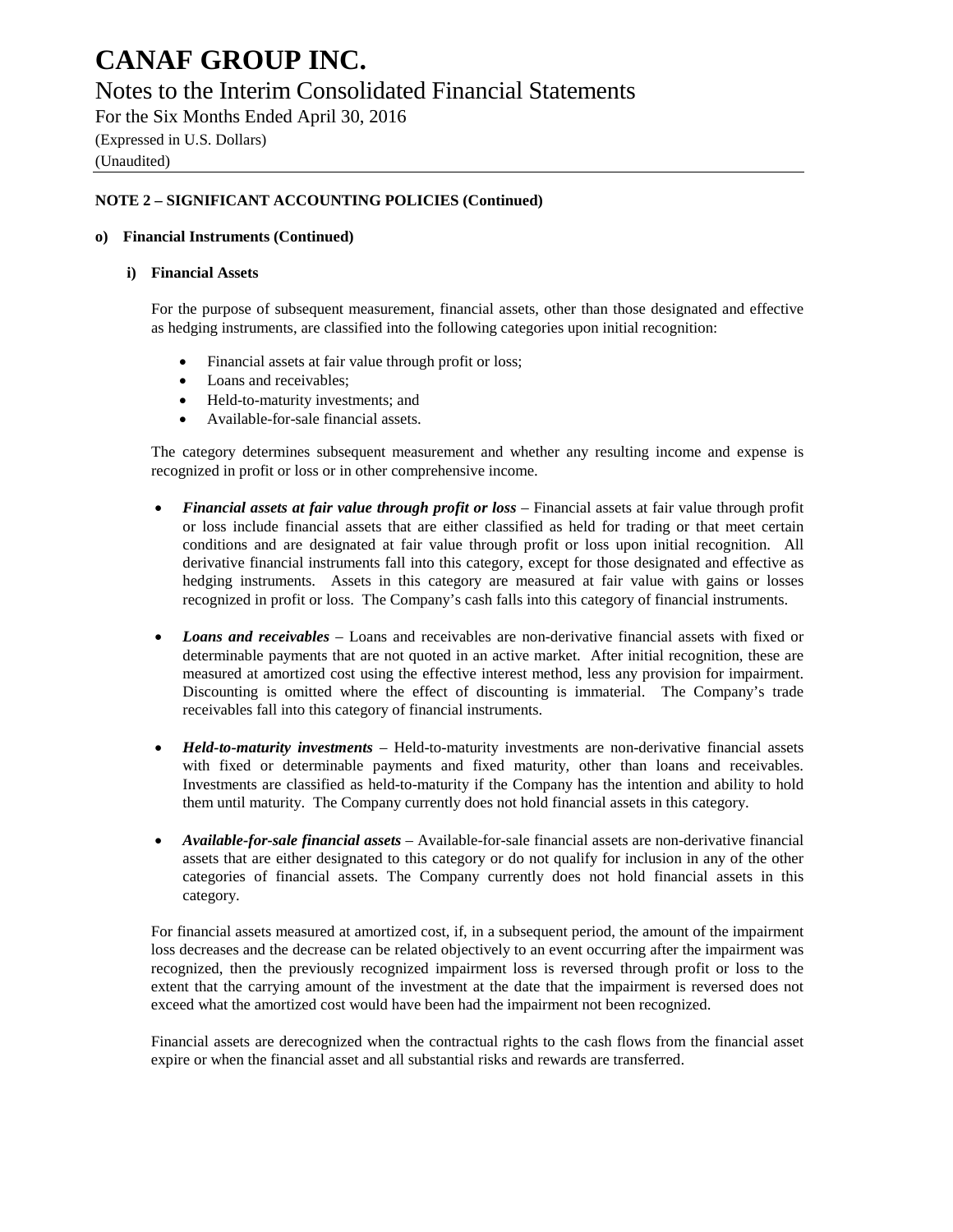**NOTE 2 – SIGNIFICANT ACCOUNTING POLICIES (Continued)**

**o) Financial Instruments (Continued)**

**i) Financial Assets**

For the purpose of subsequent measurement, financial assets, other than those designated and effective as hedging instruments, are classified into the following categories upon initial recognition:

- Financial assets at fair value through profit or loss;
- Loans and receivables;
- Held-to-maturity investments; and
- Available-for-sale financial assets.

The category determines subsequent measurement and whether any resulting income and expense is recognized in profit or loss or in other comprehensive income.

- ***Financial assets at fair value through profit or loss*** – Financial assets at fair value through profit or loss include financial assets that are either classified as held for trading or that meet certain conditions and are designated at fair value through profit or loss upon initial recognition. All derivative financial instruments fall into this category, except for those designated and effective as hedging instruments. Assets in this category are measured at fair value with gains or losses recognized in profit or loss. The Company's cash falls into this category of financial instruments.

- ***Loans and receivables*** – Loans and receivables are non-derivative financial assets with fixed or determinable payments that are not quoted in an active market. After initial recognition, these are measured at amortized cost using the effective interest method, less any provision for impairment. Discounting is omitted where the effect of discounting is immaterial. The Company's trade receivables fall into this category of financial instruments.

- ***Held-to-maturity investments*** – Held-to-maturity investments are non-derivative financial assets with fixed or determinable payments and fixed maturity, other than loans and receivables. Investments are classified as held-to-maturity if the Company has the intention and ability to hold them until maturity. The Company currently does not hold financial assets in this category.

- ***Available-for-sale financial assets*** – Available-for-sale financial assets are non-derivative financial assets that are either designated to this category or do not qualify for inclusion in any of the other categories of financial assets. The Company currently does not hold financial assets in this category.

For financial assets measured at amortized cost, if, in a subsequent period, the amount of the impairment loss decreases and the decrease can be related objectively to an event occurring after the impairment was recognized, then the previously recognized impairment loss is reversed through profit or loss to the extent that the carrying amount of the investment at the date that the impairment is reversed does not exceed what the amortized cost would have been had the impairment not been recognized.

Financial assets are derecognized when the contractual rights to the cash flows from the financial asset expire or when the financial asset and all substantial risks and rewards are transferred.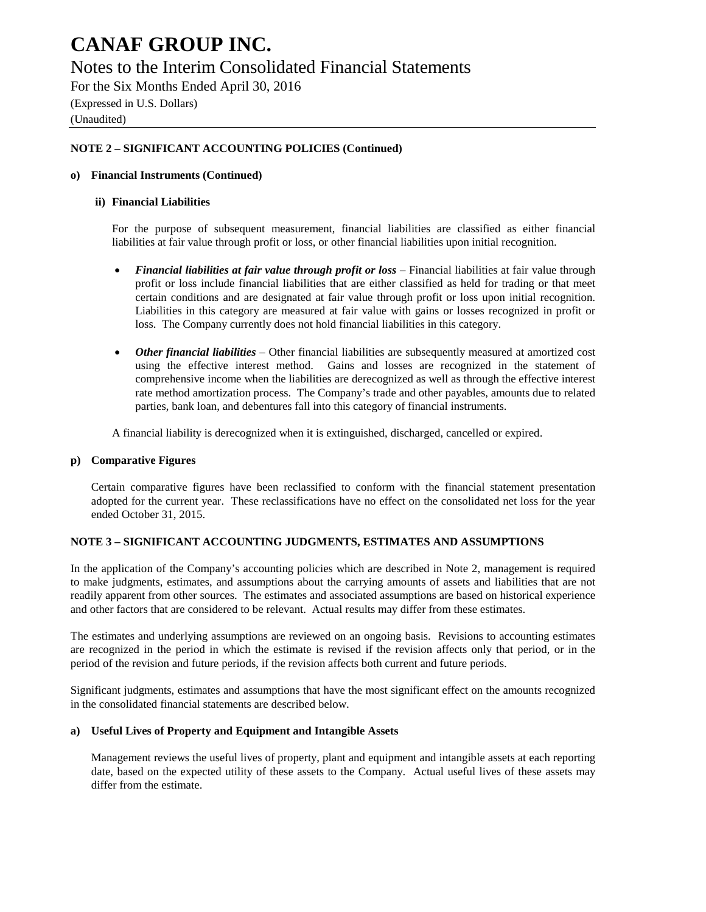### NOTE 2 – SIGNIFICANT ACCOUNTING POLICIES (Continued)

#### o) Financial Instruments (Continued)

##### ii) Financial Liabilities

For the purpose of subsequent measurement, financial liabilities are classified as either financial liabilities at fair value through profit or loss, or other financial liabilities upon initial recognition.

- ***Financial liabilities at fair value through profit or loss*** – Financial liabilities at fair value through profit or loss include financial liabilities that are either classified as held for trading or that meet certain conditions and are designated at fair value through profit or loss upon initial recognition. Liabilities in this category are measured at fair value with gains or losses recognized in profit or loss. The Company currently does not hold financial liabilities in this category.

- ***Other financial liabilities*** – Other financial liabilities are subsequently measured at amortized cost using the effective interest method. Gains and losses are recognized in the statement of comprehensive income when the liabilities are derecognized as well as through the effective interest rate method amortization process. The Company's trade and other payables, amounts due to related parties, bank loan, and debentures fall into this category of financial instruments.

A financial liability is derecognized when it is extinguished, discharged, cancelled or expired.

#### p) Comparative Figures

Certain comparative figures have been reclassified to conform with the financial statement presentation adopted for the current year. These reclassifications have no effect on the consolidated net loss for the year ended October 31, 2015.

### NOTE 3 – SIGNIFICANT ACCOUNTING JUDGMENTS, ESTIMATES AND ASSUMPTIONS

In the application of the Company's accounting policies which are described in Note 2, management is required to make judgments, estimates, and assumptions about the carrying amounts of assets and liabilities that are not readily apparent from other sources. The estimates and associated assumptions are based on historical experience and other factors that are considered to be relevant. Actual results may differ from these estimates.

The estimates and underlying assumptions are reviewed on an ongoing basis. Revisions to accounting estimates are recognized in the period in which the estimate is revised if the revision affects only that period, or in the period of the revision and future periods, if the revision affects both current and future periods.

Significant judgments, estimates and assumptions that have the most significant effect on the amounts recognized in the consolidated financial statements are described below.

#### a) Useful Lives of Property and Equipment and Intangible Assets

Management reviews the useful lives of property, plant and equipment and intangible assets at each reporting date, based on the expected utility of these assets to the Company. Actual useful lives of these assets may differ from the estimate.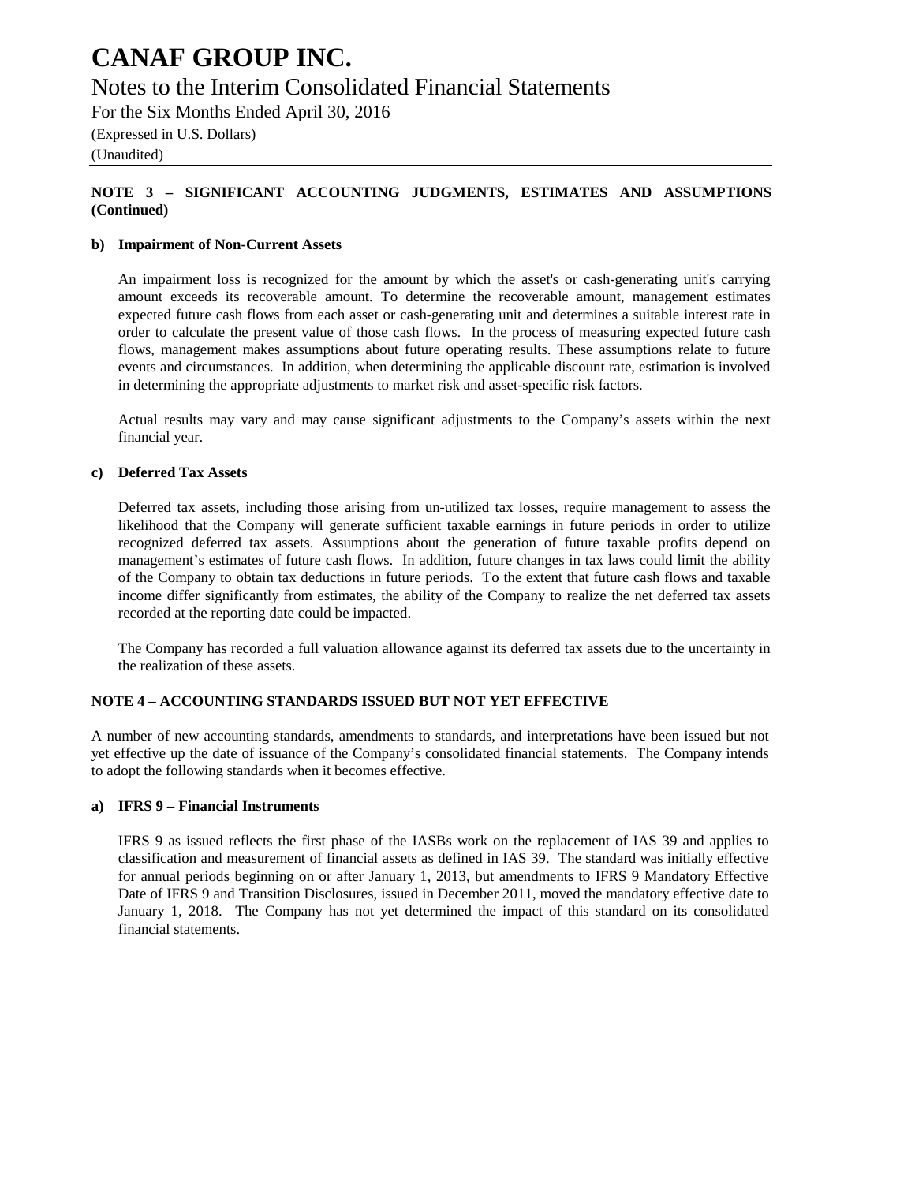**NOTE 3 – SIGNIFICANT ACCOUNTING JUDGMENTS, ESTIMATES AND ASSUMPTIONS (Continued)**

**b) Impairment of Non-Current Assets**

An impairment loss is recognized for the amount by which the asset's or cash-generating unit's carrying amount exceeds its recoverable amount. To determine the recoverable amount, management estimates expected future cash flows from each asset or cash-generating unit and determines a suitable interest rate in order to calculate the present value of those cash flows. In the process of measuring expected future cash flows, management makes assumptions about future operating results. These assumptions relate to future events and circumstances. In addition, when determining the applicable discount rate, estimation is involved in determining the appropriate adjustments to market risk and asset-specific risk factors.

Actual results may vary and may cause significant adjustments to the Company's assets within the next financial year.

**c) Deferred Tax Assets**

Deferred tax assets, including those arising from un-utilized tax losses, require management to assess the likelihood that the Company will generate sufficient taxable earnings in future periods in order to utilize recognized deferred tax assets. Assumptions about the generation of future taxable profits depend on management's estimates of future cash flows. In addition, future changes in tax laws could limit the ability of the Company to obtain tax deductions in future periods. To the extent that future cash flows and taxable income differ significantly from estimates, the ability of the Company to realize the net deferred tax assets recorded at the reporting date could be impacted.

The Company has recorded a full valuation allowance against its deferred tax assets due to the uncertainty in the realization of these assets.

**NOTE 4 – ACCOUNTING STANDARDS ISSUED BUT NOT YET EFFECTIVE**

A number of new accounting standards, amendments to standards, and interpretations have been issued but not yet effective up the date of issuance of the Company's consolidated financial statements. The Company intends to adopt the following standards when it becomes effective.

**a) IFRS 9 – Financial Instruments**

IFRS 9 as issued reflects the first phase of the IASBs work on the replacement of IAS 39 and applies to classification and measurement of financial assets as defined in IAS 39. The standard was initially effective for annual periods beginning on or after January 1, 2013, but amendments to IFRS 9 Mandatory Effective Date of IFRS 9 and Transition Disclosures, issued in December 2011, moved the mandatory effective date to January 1, 2018. The Company has not yet determined the impact of this standard on its consolidated financial statements.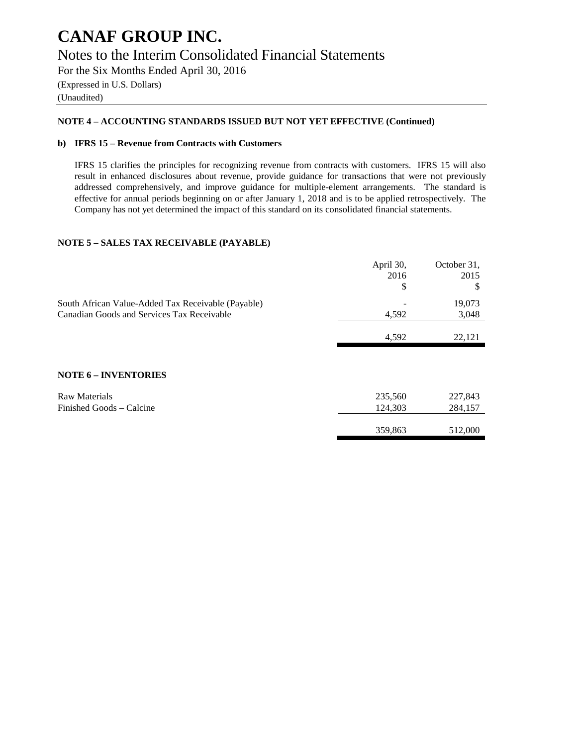## NOTE 4 – ACCOUNTING STANDARDS ISSUED BUT NOT YET EFFECTIVE (Continued)

### b) IFRS 15 – Revenue from Contracts with Customers

IFRS 15 clarifies the principles for recognizing revenue from contracts with customers. IFRS 15 will also result in enhanced disclosures about revenue, provide guidance for transactions that were not previously addressed comprehensively, and improve guidance for multiple-element arrangements. The standard is effective for annual periods beginning on or after January 1, 2018 and is to be applied retrospectively. The Company has not yet determined the impact of this standard on its consolidated financial statements.

## NOTE 5 – SALES TAX RECEIVABLE (PAYABLE)

| | April 30, 2016 $ | October 31, 2015 $ |
|---|---|---|
| South African Value-Added Tax Receivable (Payable) | - | 19,073 |
| Canadian Goods and Services Tax Receivable | 4,592 | 3,048 |
| | 4,592 | 22,121 |

## NOTE 6 – INVENTORIES

| | April 30, 2016 $ | October 31, 2015 $ |
|---|---|---|
| Raw Materials | 235,560 | 227,843 |
| Finished Goods – Calcine | 124,303 | 284,157 |
| | 359,863 | 512,000 |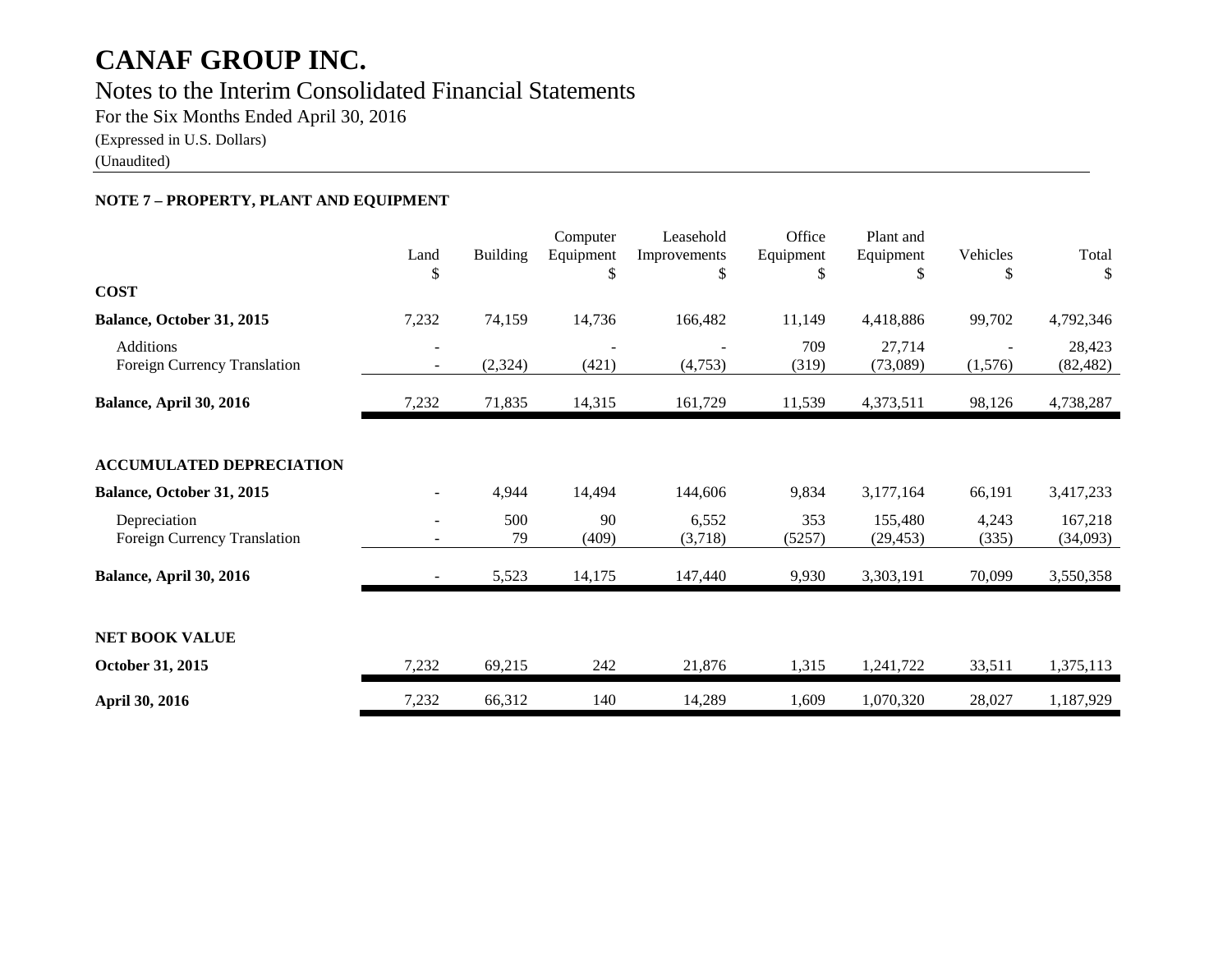# CANAF GROUP INC.

## Notes to the Interim Consolidated Financial Statements

For the Six Months Ended April 30, 2016

(Expressed in U.S. Dollars)

(Unaudited)

**NOTE 7 – PROPERTY, PLANT AND EQUIPMENT**

| | Land $ | Building | Computer Equipment $ | Leasehold Improvements $ | Office Equipment $ | Plant and Equipment $ | Vehicles $ | Total $ |
|---|---|---|---|---|---|---|---|---|
| **COST** | | | | | | | | |
| **Balance, October 31, 2015** | 7,232 | 74,159 | 14,736 | 166,482 | 11,149 | 4,418,886 | 99,702 | 4,792,346 |
| Additions | - | | - | - | 709 | 27,714 | - | 28,423 |
| Foreign Currency Translation | - | (2,324) | (421) | (4,753) | (319) | (73,089) | (1,576) | (82,482) |
| **Balance, April 30, 2016** | 7,232 | 71,835 | 14,315 | 161,729 | 11,539 | 4,373,511 | 98,126 | 4,738,287 |
| **ACCUMULATED DEPRECIATION** | | | | | | | | |
| **Balance, October 31, 2015** | - | 4,944 | 14,494 | 144,606 | 9,834 | 3,177,164 | 66,191 | 3,417,233 |
| Depreciation | - | 500 | 90 | 6,552 | 353 | 155,480 | 4,243 | 167,218 |
| Foreign Currency Translation | - | 79 | (409) | (3,718) | (5257) | (29,453) | (335) | (34,093) |
| **Balance, April 30, 2016** | - | 5,523 | 14,175 | 147,440 | 9,930 | 3,303,191 | 70,099 | 3,550,358 |
| **NET BOOK VALUE** | | | | | | | | |
| **October 31, 2015** | 7,232 | 69,215 | 242 | 21,876 | 1,315 | 1,241,722 | 33,511 | 1,375,113 |
| **April 30, 2016** | 7,232 | 66,312 | 140 | 14,289 | 1,609 | 1,070,320 | 28,027 | 1,187,929 |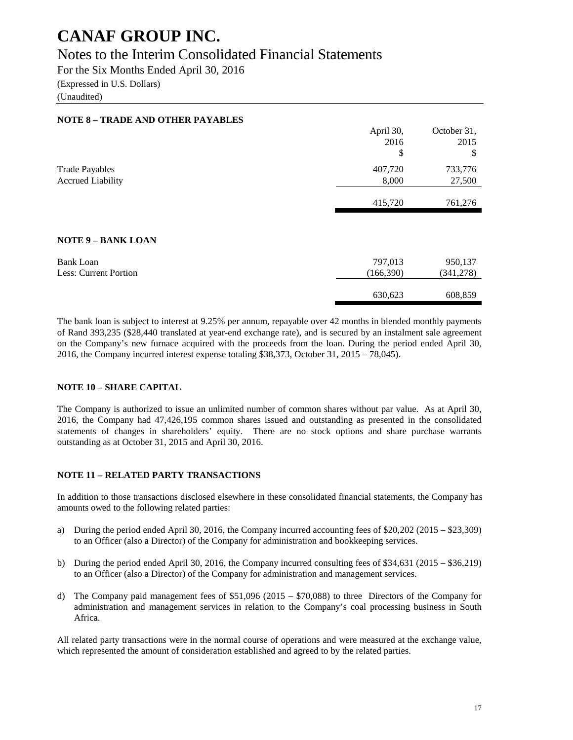# CANAF GROUP INC.

## Notes to the Interim Consolidated Financial Statements

For the Six Months Ended April 30, 2016

(Expressed in U.S. Dollars)

(Unaudited)

### NOTE 8 – TRADE AND OTHER PAYABLES

| | April 30, 2016 $ | October 31, 2015 $ |
|---|---|---|
| Trade Payables | 407,720 | 733,776 |
| Accrued Liability | 8,000 | 27,500 |
| | 415,720 | 761,276 |

### NOTE 9 – BANK LOAN

| | | |
|---|---|---|
| Bank Loan | 797,013 | 950,137 |
| Less: Current Portion | (166,390) | (341,278) |
| | 630,623 | 608,859 |

The bank loan is subject to interest at 9.25% per annum, repayable over 42 months in blended monthly payments of Rand 393,235 ($28,440 translated at year-end exchange rate), and is secured by an instalment sale agreement on the Company's new furnace acquired with the proceeds from the loan. During the period ended April 30, 2016, the Company incurred interest expense totaling $38,373, October 31, 2015 – 78,045).

### NOTE 10 – SHARE CAPITAL

The Company is authorized to issue an unlimited number of common shares without par value. As at April 30, 2016, the Company had 47,426,195 common shares issued and outstanding as presented in the consolidated statements of changes in shareholders' equity. There are no stock options and share purchase warrants outstanding as at October 31, 2015 and April 30, 2016.

### NOTE 11 – RELATED PARTY TRANSACTIONS

In addition to those transactions disclosed elsewhere in these consolidated financial statements, the Company has amounts owed to the following related parties:

a) During the period ended April 30, 2016, the Company incurred accounting fees of $20,202 (2015 – $23,309) to an Officer (also a Director) of the Company for administration and bookkeeping services.

b) During the period ended April 30, 2016, the Company incurred consulting fees of $34,631 (2015 – $36,219) to an Officer (also a Director) of the Company for administration and management services.

d) The Company paid management fees of $51,096 (2015 – $70,088) to three Directors of the Company for administration and management services in relation to the Company's coal processing business in South Africa.

All related party transactions were in the normal course of operations and were measured at the exchange value, which represented the amount of consideration established and agreed to by the related parties.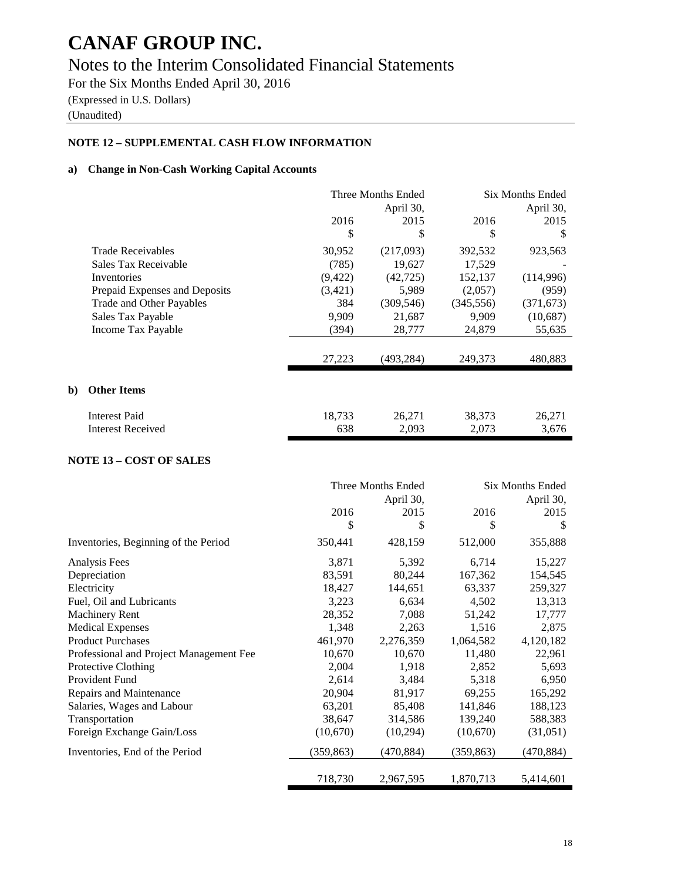# CANAF GROUP INC.

## Notes to the Interim Consolidated Financial Statements

For the Six Months Ended April 30, 2016

(Expressed in U.S. Dollars)

(Unaudited)

**NOTE 12 – SUPPLEMENTAL CASH FLOW INFORMATION**

**a) Change in Non-Cash Working Capital Accounts**

| | Three Months Ended April 30, | | Six Months Ended April 30, | |
|---|---|---|---|---|
| | 2016 | 2015 | 2016 | 2015 |
| | $ | $ | $ | $ |
| Trade Receivables | 30,952 | (217,093) | 392,532 | 923,563 |
| Sales Tax Receivable | (785) | 19,627 | 17,529 | - |
| Inventories | (9,422) | (42,725) | 152,137 | (114,996) |
| Prepaid Expenses and Deposits | (3,421) | 5,989 | (2,057) | (959) |
| Trade and Other Payables | 384 | (309,546) | (345,556) | (371,673) |
| Sales Tax Payable | 9,909 | 21,687 | 9,909 | (10,687) |
| Income Tax Payable | (394) | 28,777 | 24,879 | 55,635 |
| | 27,223 | (493,284) | 249,373 | 480,883 |

**b) Other Items**

| | Three Months Ended April 30, 2016 | Three Months Ended April 30, 2015 | Six Months Ended April 30, 2016 | Six Months Ended April 30, 2015 |
|---|---|---|---|---|
| Interest Paid | 18,733 | 26,271 | 38,373 | 26,271 |
| Interest Received | 638 | 2,093 | 2,073 | 3,676 |

**NOTE 13 – COST OF SALES**

| | Three Months Ended April 30, | | Six Months Ended April 30, | |
|---|---|---|---|---|
| | 2016 | 2015 | 2016 | 2015 |
| | $ | $ | $ | $ |
| Inventories, Beginning of the Period | 350,441 | 428,159 | 512,000 | 355,888 |
| Analysis Fees | 3,871 | 5,392 | 6,714 | 15,227 |
| Depreciation | 83,591 | 80,244 | 167,362 | 154,545 |
| Electricity | 18,427 | 144,651 | 63,337 | 259,327 |
| Fuel, Oil and Lubricants | 3,223 | 6,634 | 4,502 | 13,313 |
| Machinery Rent | 28,352 | 7,088 | 51,242 | 17,777 |
| Medical Expenses | 1,348 | 2,263 | 1,516 | 2,875 |
| Product Purchases | 461,970 | 2,276,359 | 1,064,582 | 4,120,182 |
| Professional and Project Management Fee | 10,670 | 10,670 | 11,480 | 22,961 |
| Protective Clothing | 2,004 | 1,918 | 2,852 | 5,693 |
| Provident Fund | 2,614 | 3,484 | 5,318 | 6,950 |
| Repairs and Maintenance | 20,904 | 81,917 | 69,255 | 165,292 |
| Salaries, Wages and Labour | 63,201 | 85,408 | 141,846 | 188,123 |
| Transportation | 38,647 | 314,586 | 139,240 | 588,383 |
| Foreign Exchange Gain/Loss | (10,670) | (10,294) | (10,670) | (31,051) |
| Inventories, End of the Period | (359,863) | (470,884) | (359,863) | (470,884) |
| | 718,730 | 2,967,595 | 1,870,713 | 5,414,601 |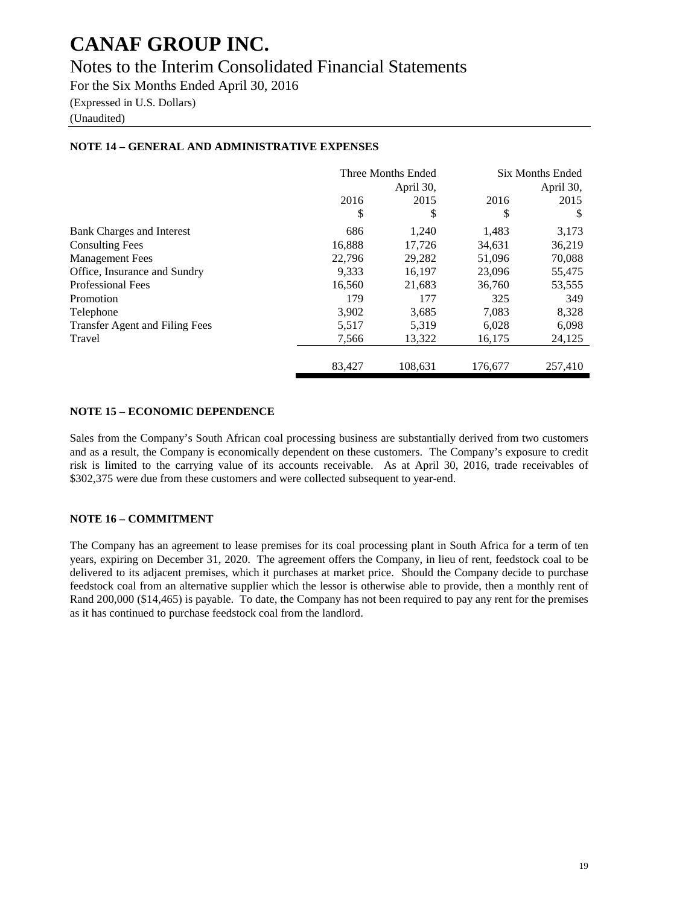# CANAF GROUP INC.

## Notes to the Interim Consolidated Financial Statements

For the Six Months Ended April 30, 2016

(Expressed in U.S. Dollars)

(Unaudited)

### NOTE 14 – GENERAL AND ADMINISTRATIVE EXPENSES

| | Three Months Ended April 30, | | Six Months Ended April 30, | |
|---|---|---|---|---|
| | 2016 | 2015 | 2016 | 2015 |
| | $ | $ | $ | $ |
| Bank Charges and Interest | 686 | 1,240 | 1,483 | 3,173 |
| Consulting Fees | 16,888 | 17,726 | 34,631 | 36,219 |
| Management Fees | 22,796 | 29,282 | 51,096 | 70,088 |
| Office, Insurance and Sundry | 9,333 | 16,197 | 23,096 | 55,475 |
| Professional Fees | 16,560 | 21,683 | 36,760 | 53,555 |
| Promotion | 179 | 177 | 325 | 349 |
| Telephone | 3,902 | 3,685 | 7,083 | 8,328 |
| Transfer Agent and Filing Fees | 5,517 | 5,319 | 6,028 | 6,098 |
| Travel | 7,566 | 13,322 | 16,175 | 24,125 |
| | 83,427 | 108,631 | 176,677 | 257,410 |

### NOTE 15 – ECONOMIC DEPENDENCE

Sales from the Company's South African coal processing business are substantially derived from two customers and as a result, the Company is economically dependent on these customers. The Company's exposure to credit risk is limited to the carrying value of its accounts receivable. As at April 30, 2016, trade receivables of $302,375 were due from these customers and were collected subsequent to year-end.

### NOTE 16 – COMMITMENT

The Company has an agreement to lease premises for its coal processing plant in South Africa for a term of ten years, expiring on December 31, 2020. The agreement offers the Company, in lieu of rent, feedstock coal to be delivered to its adjacent premises, which it purchases at market price. Should the Company decide to purchase feedstock coal from an alternative supplier which the lessor is otherwise able to provide, then a monthly rent of Rand 200,000 ($14,465) is payable. To date, the Company has not been required to pay any rent for the premises as it has continued to purchase feedstock coal from the landlord.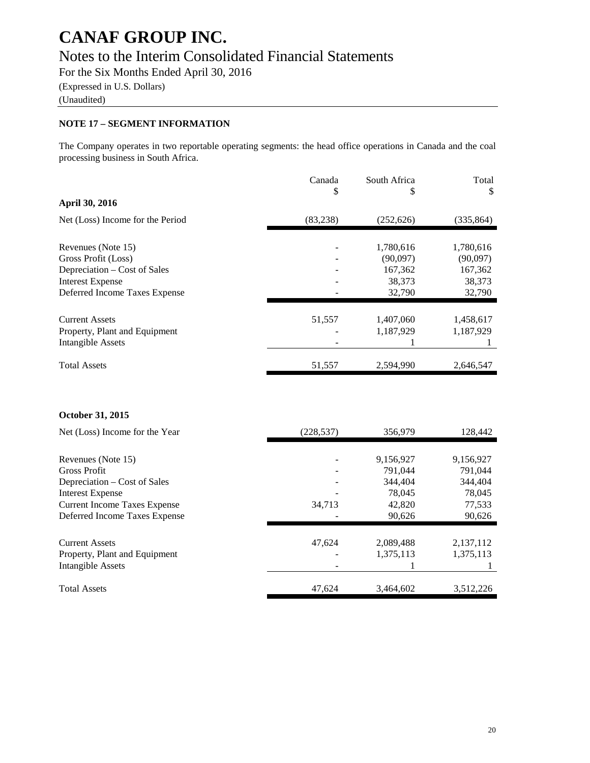# CANAF GROUP INC.

## Notes to the Interim Consolidated Financial Statements

For the Six Months Ended April 30, 2016

(Expressed in U.S. Dollars)

(Unaudited)

### NOTE 17 – SEGMENT INFORMATION

The Company operates in two reportable operating segments: the head office operations in Canada and the coal processing business in South Africa.

| | Canada<br>$ | South Africa<br>$ | Total<br>$ |
|---|---|---|---|
| **April 30, 2016** | | | |
| Net (Loss) Income for the Period | (83,238) | (252,626) | (335,864) |
| | | | |
| Revenues (Note 15) | - | 1,780,616 | 1,780,616 |
| Gross Profit (Loss) | - | (90,097) | (90,097) |
| Depreciation – Cost of Sales | - | 167,362 | 167,362 |
| Interest Expense | - | 38,373 | 38,373 |
| Deferred Income Taxes Expense | - | 32,790 | 32,790 |
| | | | |
| Current Assets | 51,557 | 1,407,060 | 1,458,617 |
| Property, Plant and Equipment | - | 1,187,929 | 1,187,929 |
| Intangible Assets | - | 1 | 1 |
| | | | |
| Total Assets | 51,557 | 2,594,990 | 2,646,547 |

| | Canada<br>$ | South Africa<br>$ | Total<br>$ |
|---|---|---|---|
| **October 31, 2015** | | | |
| Net (Loss) Income for the Year | (228,537) | 356,979 | 128,442 |
| | | | |
| Revenues (Note 15) | - | 9,156,927 | 9,156,927 |
| Gross Profit | - | 791,044 | 791,044 |
| Depreciation – Cost of Sales | - | 344,404 | 344,404 |
| Interest Expense | - | 78,045 | 78,045 |
| Current Income Taxes Expense | 34,713 | 42,820 | 77,533 |
| Deferred Income Taxes Expense | - | 90,626 | 90,626 |
| | | | |
| Current Assets | 47,624 | 2,089,488 | 2,137,112 |
| Property, Plant and Equipment | - | 1,375,113 | 1,375,113 |
| Intangible Assets | - | 1 | 1 |
| | | | |
| Total Assets | 47,624 | 3,464,602 | 3,512,226 |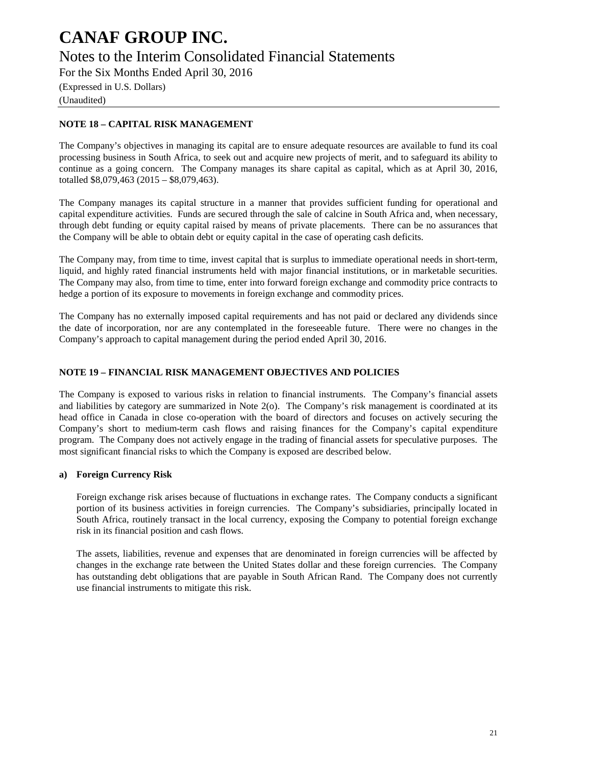## NOTE 18 – CAPITAL RISK MANAGEMENT

The Company's objectives in managing its capital are to ensure adequate resources are available to fund its coal processing business in South Africa, to seek out and acquire new projects of merit, and to safeguard its ability to continue as a going concern. The Company manages its share capital as capital, which as at April 30, 2016, totalled $8,079,463 (2015 – $8,079,463).

The Company manages its capital structure in a manner that provides sufficient funding for operational and capital expenditure activities. Funds are secured through the sale of calcine in South Africa and, when necessary, through debt funding or equity capital raised by means of private placements. There can be no assurances that the Company will be able to obtain debt or equity capital in the case of operating cash deficits.

The Company may, from time to time, invest capital that is surplus to immediate operational needs in short-term, liquid, and highly rated financial instruments held with major financial institutions, or in marketable securities. The Company may also, from time to time, enter into forward foreign exchange and commodity price contracts to hedge a portion of its exposure to movements in foreign exchange and commodity prices.

The Company has no externally imposed capital requirements and has not paid or declared any dividends since the date of incorporation, nor are any contemplated in the foreseeable future. There were no changes in the Company's approach to capital management during the period ended April 30, 2016.

## NOTE 19 – FINANCIAL RISK MANAGEMENT OBJECTIVES AND POLICIES

The Company is exposed to various risks in relation to financial instruments. The Company's financial assets and liabilities by category are summarized in Note 2(o). The Company's risk management is coordinated at its head office in Canada in close co-operation with the board of directors and focuses on actively securing the Company's short to medium-term cash flows and raising finances for the Company's capital expenditure program. The Company does not actively engage in the trading of financial assets for speculative purposes. The most significant financial risks to which the Company is exposed are described below.

### a) Foreign Currency Risk

Foreign exchange risk arises because of fluctuations in exchange rates. The Company conducts a significant portion of its business activities in foreign currencies. The Company's subsidiaries, principally located in South Africa, routinely transact in the local currency, exposing the Company to potential foreign exchange risk in its financial position and cash flows.

The assets, liabilities, revenue and expenses that are denominated in foreign currencies will be affected by changes in the exchange rate between the United States dollar and these foreign currencies. The Company has outstanding debt obligations that are payable in South African Rand. The Company does not currently use financial instruments to mitigate this risk.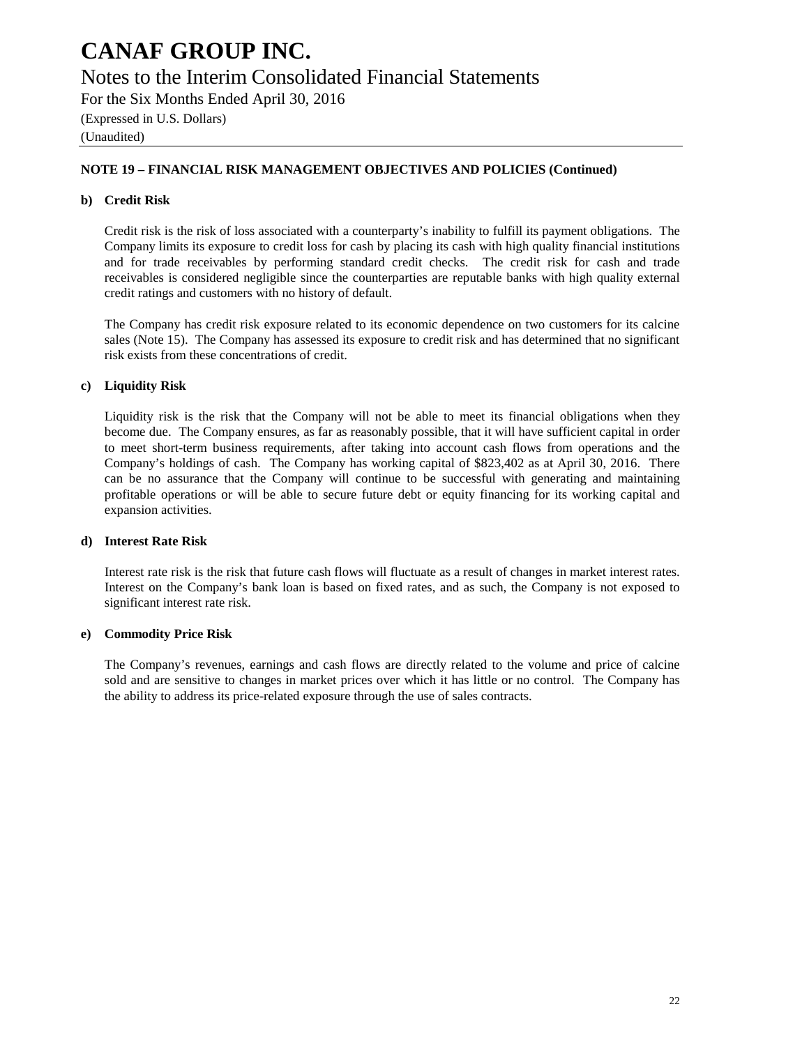# CANAF GROUP INC.

## Notes to the Interim Consolidated Financial Statements

For the Six Months Ended April 30, 2016

(Expressed in U.S. Dollars)

(Unaudited)

---

**NOTE 19 – FINANCIAL RISK MANAGEMENT OBJECTIVES AND POLICIES (Continued)**

**b) Credit Risk**

Credit risk is the risk of loss associated with a counterparty's inability to fulfill its payment obligations. The Company limits its exposure to credit loss for cash by placing its cash with high quality financial institutions and for trade receivables by performing standard credit checks. The credit risk for cash and trade receivables is considered negligible since the counterparties are reputable banks with high quality external credit ratings and customers with no history of default.

The Company has credit risk exposure related to its economic dependence on two customers for its calcine sales (Note 15). The Company has assessed its exposure to credit risk and has determined that no significant risk exists from these concentrations of credit.

**c) Liquidity Risk**

Liquidity risk is the risk that the Company will not be able to meet its financial obligations when they become due. The Company ensures, as far as reasonably possible, that it will have sufficient capital in order to meet short-term business requirements, after taking into account cash flows from operations and the Company's holdings of cash. The Company has working capital of $823,402 as at April 30, 2016. There can be no assurance that the Company will continue to be successful with generating and maintaining profitable operations or will be able to secure future debt or equity financing for its working capital and expansion activities.

**d) Interest Rate Risk**

Interest rate risk is the risk that future cash flows will fluctuate as a result of changes in market interest rates. Interest on the Company's bank loan is based on fixed rates, and as such, the Company is not exposed to significant interest rate risk.

**e) Commodity Price Risk**

The Company's revenues, earnings and cash flows are directly related to the volume and price of calcine sold and are sensitive to changes in market prices over which it has little or no control. The Company has the ability to address its price-related exposure through the use of sales contracts.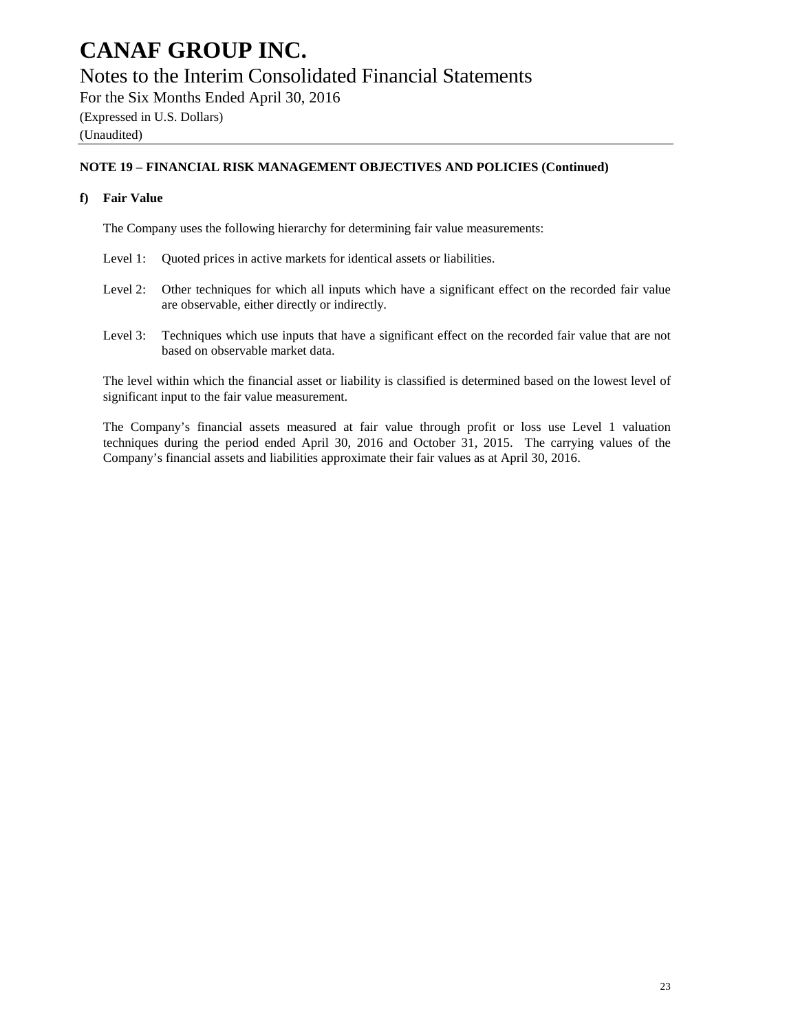## NOTE 19 – FINANCIAL RISK MANAGEMENT OBJECTIVES AND POLICIES (Continued)

### f) Fair Value

The Company uses the following hierarchy for determining fair value measurements:

Level 1: Quoted prices in active markets for identical assets or liabilities.

Level 2: Other techniques for which all inputs which have a significant effect on the recorded fair value are observable, either directly or indirectly.

Level 3: Techniques which use inputs that have a significant effect on the recorded fair value that are not based on observable market data.

The level within which the financial asset or liability is classified is determined based on the lowest level of significant input to the fair value measurement.

The Company's financial assets measured at fair value through profit or loss use Level 1 valuation techniques during the period ended April 30, 2016 and October 31, 2015. The carrying values of the Company's financial assets and liabilities approximate their fair values as at April 30, 2016.